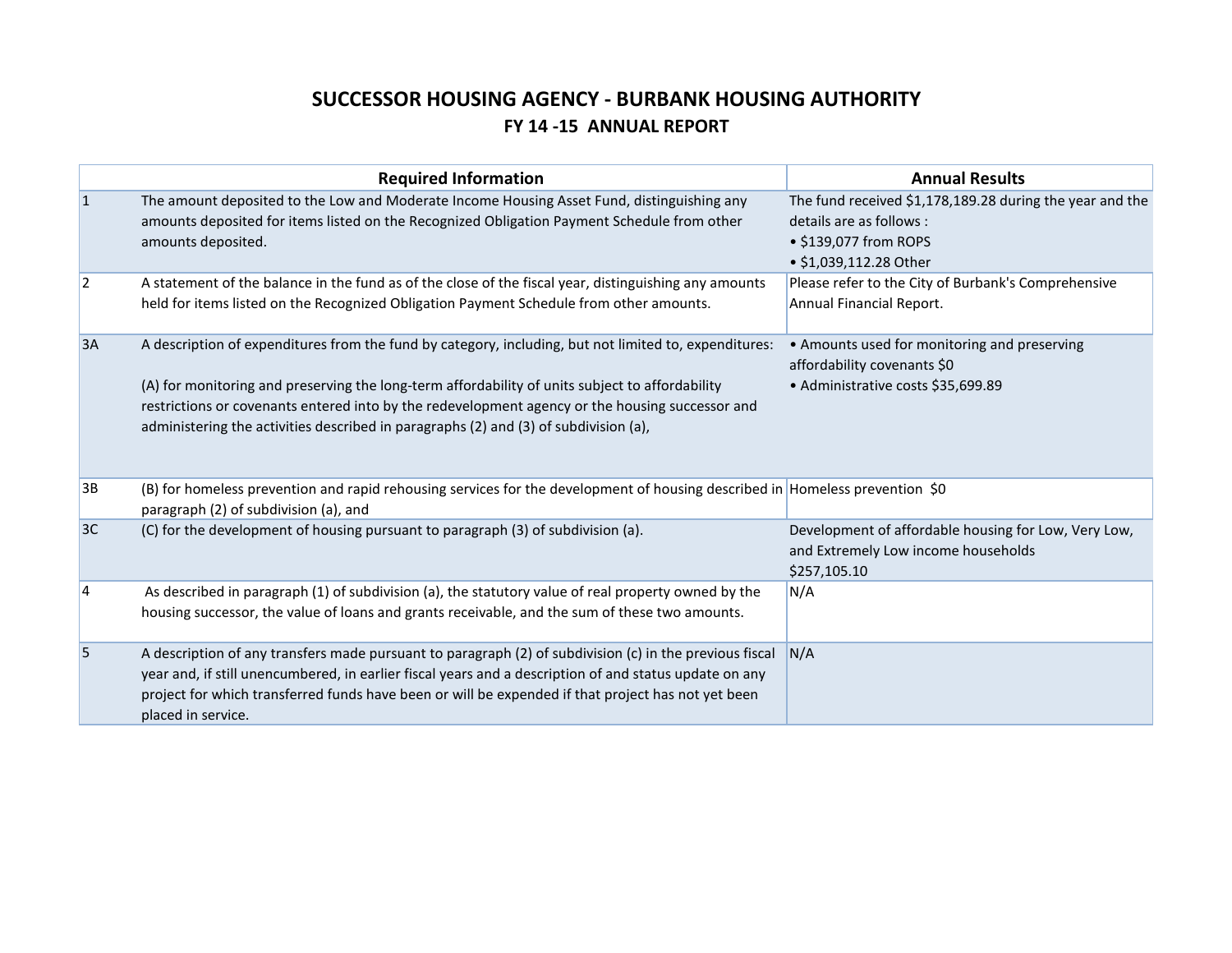# SUCCESSOR HOUSING AGENCY - BURBANK HOUSING AUTHORITY

## FY 14 -15 ANNUAL REPORT

| | Required Information | Annual Results |
|---|---|---|
| 1 | The amount deposited to the Low and Moderate Income Housing Asset Fund, distinguishing any amounts deposited for items listed on the Recognized Obligation Payment Schedule from other amounts deposited. | The fund received $1,178,189.28 during the year and the details are as follows :<br>• $139,077 from ROPS<br>• $1,039,112.28 Other |
| 2 | A statement of the balance in the fund as of the close of the fiscal year, distinguishing any amounts held for items listed on the Recognized Obligation Payment Schedule from other amounts. | Please refer to the City of Burbank's Comprehensive Annual Financial Report. |
| 3A | A description of expenditures from the fund by category, including, but not limited to, expenditures:<br><br>(A) for monitoring and preserving the long-term affordability of units subject to affordability restrictions or covenants entered into by the redevelopment agency or the housing successor and administering the activities described in paragraphs (2) and (3) of subdivision (a), | • Amounts used for monitoring and preserving affordability covenants $0<br>• Administrative costs $35,699.89 |
| 3B | (B) for homeless prevention and rapid rehousing services for the development of housing described in paragraph (2) of subdivision (a), and | Homeless prevention $0 |
| 3C | (C) for the development of housing pursuant to paragraph (3) of subdivision (a). | Development of affordable housing for Low, Very Low, and Extremely Low income households $257,105.10 |
| 4 | As described in paragraph (1) of subdivision (a), the statutory value of real property owned by the housing successor, the value of loans and grants receivable, and the sum of these two amounts. | N/A |
| 5 | A description of any transfers made pursuant to paragraph (2) of subdivision (c) in the previous fiscal year and, if still unencumbered, in earlier fiscal years and a description of and status update on any project for which transferred funds have been or will be expended if that project has not yet been placed in service. | N/A |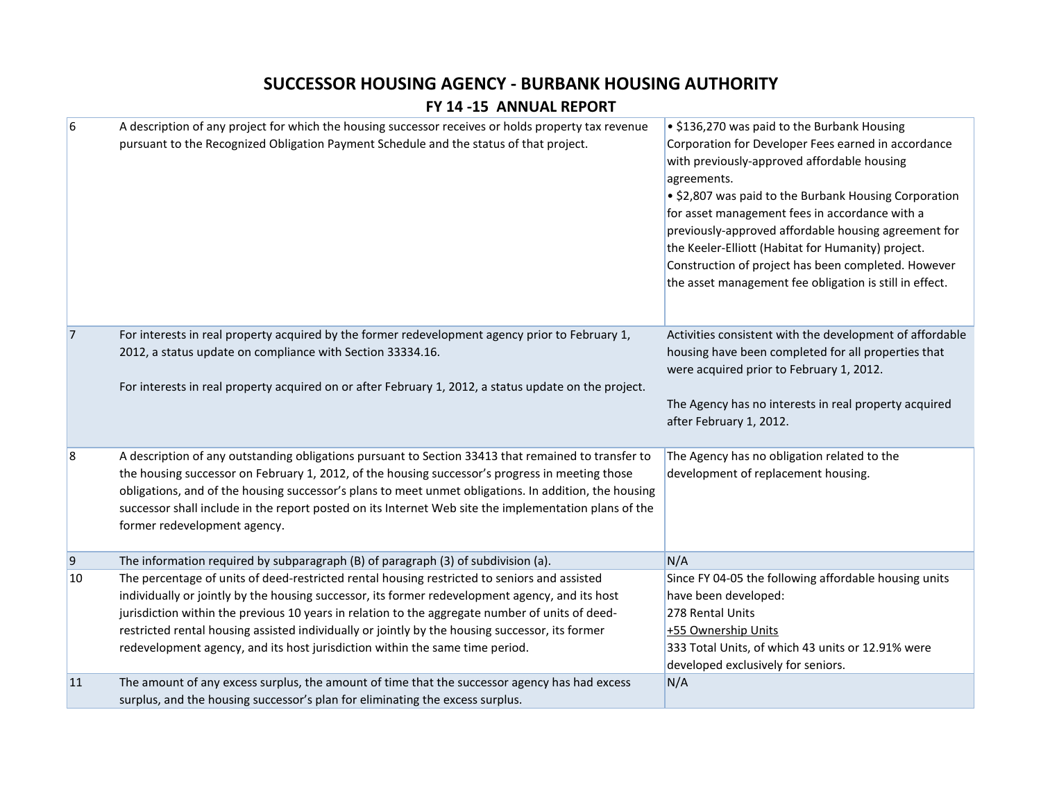# SUCCESSOR HOUSING AGENCY - BURBANK HOUSING AUTHORITY

## FY 14 -15 ANNUAL REPORT

| | | |
|---|---|---|
| 6 | A description of any project for which the housing successor receives or holds property tax revenue pursuant to the Recognized Obligation Payment Schedule and the status of that project. | • $136,270 was paid to the Burbank Housing Corporation for Developer Fees earned in accordance with previously-approved affordable housing agreements.<br>• $2,807 was paid to the Burbank Housing Corporation for asset management fees in accordance with a previously-approved affordable housing agreement for the Keeler-Elliott (Habitat for Humanity) project. Construction of project has been completed. However the asset management fee obligation is still in effect. |
| 7 | For interests in real property acquired by the former redevelopment agency prior to February 1, 2012, a status update on compliance with Section 33334.16.<br><br>For interests in real property acquired on or after February 1, 2012, a status update on the project. | Activities consistent with the development of affordable housing have been completed for all properties that were acquired prior to February 1, 2012.<br><br>The Agency has no interests in real property acquired after February 1, 2012. |
| 8 | A description of any outstanding obligations pursuant to Section 33413 that remained to transfer to the housing successor on February 1, 2012, of the housing successor's progress in meeting those obligations, and of the housing successor's plans to meet unmet obligations. In addition, the housing successor shall include in the report posted on its Internet Web site the implementation plans of the former redevelopment agency. | The Agency has no obligation related to the development of replacement housing. |
| 9 | The information required by subparagraph (B) of paragraph (3) of subdivision (a). | N/A |
| 10 | The percentage of units of deed-restricted rental housing restricted to seniors and assisted individually or jointly by the housing successor, its former redevelopment agency, and its host jurisdiction within the previous 10 years in relation to the aggregate number of units of deed-restricted rental housing assisted individually or jointly by the housing successor, its former redevelopment agency, and its host jurisdiction within the same time period. | Since FY 04-05 the following affordable housing units have been developed:<br>278 Rental Units<br>+55 Ownership Units<br>333 Total Units, of which 43 units or 12.91% were developed exclusively for seniors. |
| 11 | The amount of any excess surplus, the amount of time that the successor agency has had excess surplus, and the housing successor's plan for eliminating the excess surplus. | N/A |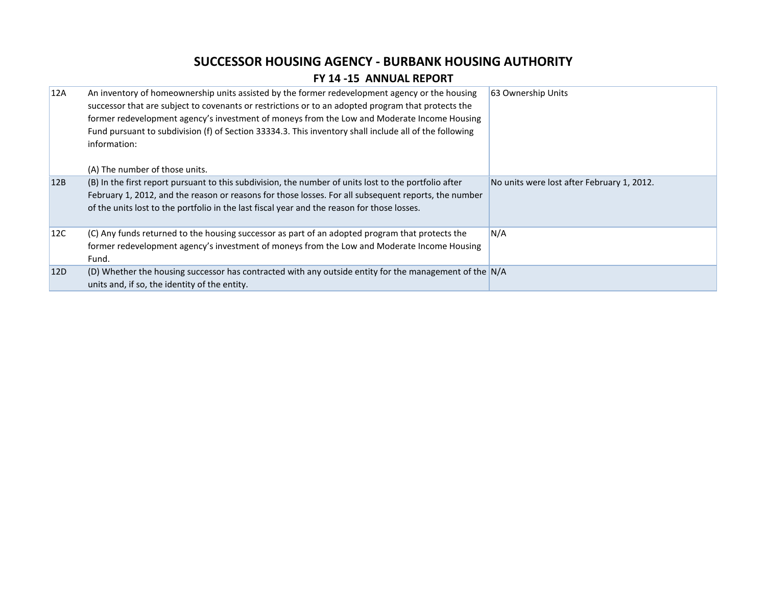# SUCCESSOR HOUSING AGENCY - BURBANK HOUSING AUTHORITY

## FY 14 -15 ANNUAL REPORT

| | | |
|---|---|---|
| 12A | An inventory of homeownership units assisted by the former redevelopment agency or the housing successor that are subject to covenants or restrictions or to an adopted program that protects the former redevelopment agency's investment of moneys from the Low and Moderate Income Housing Fund pursuant to subdivision (f) of Section 33334.3. This inventory shall include all of the following information:<br><br>(A) The number of those units. | 63 Ownership Units |
| 12B | (B) In the first report pursuant to this subdivision, the number of units lost to the portfolio after February 1, 2012, and the reason or reasons for those losses. For all subsequent reports, the number of the units lost to the portfolio in the last fiscal year and the reason for those losses. | No units were lost after February 1, 2012. |
| 12C | (C) Any funds returned to the housing successor as part of an adopted program that protects the former redevelopment agency's investment of moneys from the Low and Moderate Income Housing Fund. | N/A |
| 12D | (D) Whether the housing successor has contracted with any outside entity for the management of the units and, if so, the identity of the entity. | N/A |